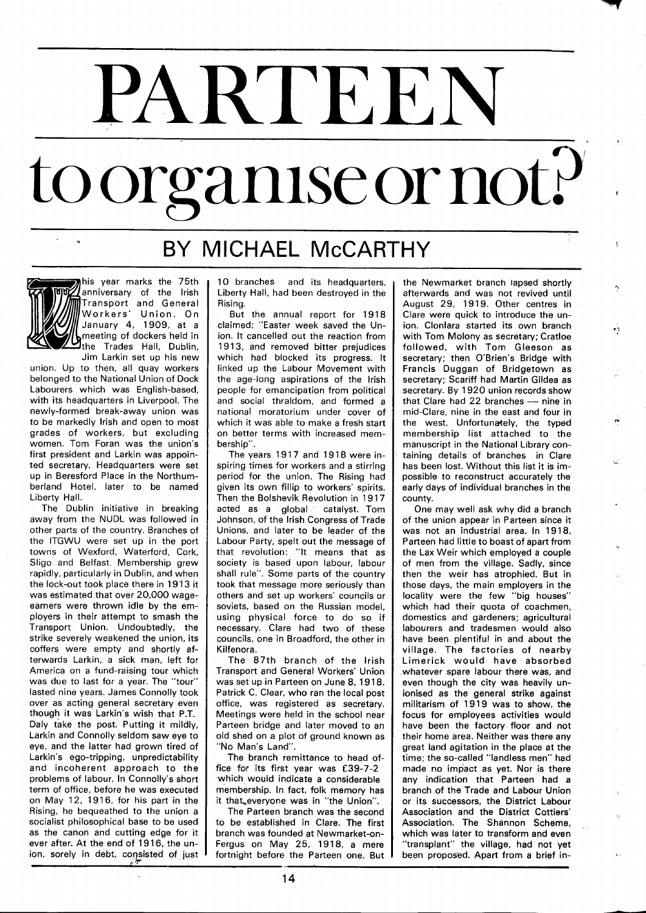# PARTEEN

# to organise or not?

## BY MICHAEL McCARTHY

This year marks the 75th anniversary of the Irish Transport and General Workers' Union. On January 4, 1909, at a meeting of dockers held in the Trades Hall, Dublin, Jim Larkin set up his new union. Up to then, all quay workers belonged to the National Union of Dock Labourers which was English-based, with its headquarters in Liverpool. The newly-formed break-away union was to be markedly Irish and open to most grades of workers, but excluding women. Tom Foran was the union's first president and Larkin was appointed secretary. Headquarters were set up in Beresford Place in the Northumberland Hotel, later to be named Liberty Hall.

The Dublin initiative in breaking away from the NUDL was followed in other parts of the country. Branches of the ITGWU were set up in the port towns of Wexford, Waterford, Cork, Sligo and Belfast. Membership grew rapidly, particularly in Dublin, and when the lock-out took place there in 1913 it was estimated that over 20,000 wage-earners were thrown idle by the employers in their attempt to smash the Transport Union. Undoubtedly, the strike severely weakened the union, its coffers were empty and shortly afterwards Larkin, a sick man, left for America on a fund-raising tour which was due to last for a year. The "tour" lasted nine years. James Connolly took over as acting general secretary even though it was Larkin's wish that P.T. Daly take the post. Putting it mildly, Larkin and Connolly seldom saw eye to eye, and the latter had grown tired of Larkin's ego-tripping, unpredictability and incoherent approach to the problems of labour. In Connolly's short term of office, before he was executed on May 12, 1916, for his part in the Rising, he bequeathed to the union a socialist philosophical base to be used as the canon and cutting edge for it ever after. At the end of 1916, the union, sorely in debt, consisted of just 10 branches and its headquarters, Liberty Hall, had been destroyed in the Rising.

But the annual report for 1918 claimed: "Easter week saved the Union. It cancelled out the reaction from 1913, and removed bitter prejudices which had blocked its progress. It linked up the Labour Movement with the age-long aspirations of the Irish people for emancipation from political and social thraldom, and formed a national moratorium under cover of which it was able to make a fresh start on better terms with increased membership".

The years 1917 and 1918 were inspiring times for workers and a stirring period for the union. The Rising had given its own fillip to workers' spirits. Then the Bolshevik Revolution in 1917 acted as a global catalyst. Tom Johnson, of the Irish Congress of Trade Unions, and later to be leader of the Labour Party, spelt out the message of that revolution: "It means that as society is based upon labour, labour shall rule". Some parts of the country took that message more seriously than others and set up workers' councils or soviets, based on the Russian model, using physical force to do so if necessary. Clare had two of these councils, one in Broadford, the other in Kilfenora.

The 87th branch of the Irish Transport and General Workers' Union was set up in Parteen on June 8, 1918. Patrick C. Clear, who ran the local post office, was registered as secretary. Meetings were held in the school near Parteen bridge and later moved to an old shed on a plot of ground known as "No Man's Land".

The branch remittance to head office for its first year was £39-7-2 which would indicate a considerable membership. In fact, folk memory has it that everyone was in "the Union".

The Parteen branch was the second to be established in Clare. The first branch was founded at Newmarket-on-Fergus on May 25, 1918, a mere fortnight before the Parteen one. But the Newmarket branch lapsed shortly afterwards and was not revived until August 29, 1919. Other centres in Clare were quick to introduce the union. Clonlara started its own branch with Tom Molony as secretary; Cratloe followed, with Tom Gleeson as secretary; then O'Brien's Bridge with Francis Duggan of Bridgetown as secretary; Scariff had Martin Gildea as secretary. By 1920 union records show that Clare had 22 branches — nine in mid-Clare, nine in the east and four in the west. Unfortunately, the typed membership list attached to the manuscript in the National Library containing details of branches in Clare has been lost. Without this list it is impossible to reconstruct accurately the early days of individual branches in the county.

One may well ask why did a branch of the union appear in Parteen since it was not an industrial area. In 1918, Parteen had little to boast of apart from the Lax Weir which employed a couple of men from the village. Sadly, since then the weir has atrophied. But in those days, the main employers in the locality were the few "big houses" which had their quota of coachmen, domestics and gardeners; agricultural labourers and tradesmen would also have been plentiful in and about the village. The factories of nearby Limerick would have absorbed whatever spare labour there was, and even though the city was heavily unionised as the general strike against militarism of 1919 was to show, the focus for employees activities would have been the factory floor and not their home area. Neither was there any great land agitation in the place at the time; the so-called "landless men" had made no impact as yet. Nor is there any indication that Parteen had a branch of the Trade and Labour Union or its successors, the District Labour Association and the District Cottiers' Association. The Shannon Scheme, which was later to transform and even "transplant" the village, had not yet been proposed. Apart from a brief in-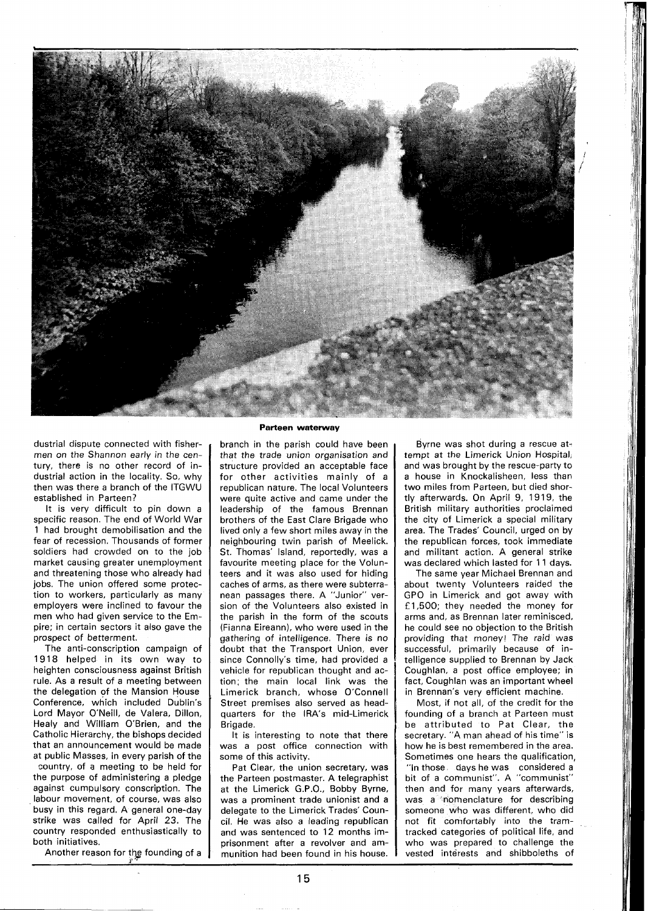**Parteen waterway**

dustrial dispute connected with fishermen on the Shannon early in the century, there is no other record of industrial action in the locality. So, why then was there a branch of the ITGWU established in Parteen?

It is very difficult to pin down a specific reason. The end of World War 1 had brought demobilisation and the fear of recession. Thousands of former soldiers had crowded on to the job market causing greater unemployment and threatening those who already had jobs. The union offered some protection to workers, particularly as many employers were inclined to favour the men who had given service to the Empire; in certain sectors it also gave the prospect of betterment.

The anti-conscription campaign of 1918 helped in its own way to heighten consciousness against British rule. As a result of a meeting between the delegation of the Mansion House Conference, which included Dublin's Lord Mayor O'Neill, de Valera, Dillon, Healy and William O'Brien, and the Catholic Hierarchy, the bishops decided that an announcement would be made at public Masses, in every parish of the country, of a meeting to be held for the purpose of administering a pledge against cumpulsory conscription. The labour movement, of course, was also busy in this regard. A general one-day strike was called for April 23. The country responded enthusiastically to both initiatives.

Another reason for the founding of a branch in the parish could have been that the trade union organisation and structure provided an acceptable face for other activities mainly of a republican nature. The local Volunteers were quite active and came under the leadership of the famous Brennan brothers of the East Clare Brigade who lived only a few short miles away in the neighbouring twin parish of Meelick. St. Thomas' Island, reportedly, was a favourite meeting place for the Volunteers and it was also used for hiding caches of arms, as there were subterranean passages there. A "Junior" version of the Volunteers also existed in the parish in the form of the scouts (Fianna Eireann), who were used in the gathering of intelligence. There is no doubt that the Transport Union, ever since Connolly's time, had provided a vehicle for republican thought and action; the main local link was the Limerick branch, whose O'Connell Street premises also served as headquarters for the IRA's mid-Limerick Brigade.

It is interesting to note that there was a post office connection with some of this activity.

Pat Clear, the union secretary, was the Parteen postmaster. A telegraphist at the Limerick G.P.O., Bobby Byrne, was a prominent trade unionist and a delegate to the Limerick Trades' Council. He was also a leading republican and was sentenced to 12 months imprisonment after a revolver and ammunition had been found in his house. Byrne was shot during a rescue attempt at the Limerick Union Hospital, and was brought by the rescue-party to a house in Knockalisheen, less than two miles from Parteen, but died shortly afterwards. On April 9, 1919, the British military authorities proclaimed the city of Limerick a special military area. The Trades' Council, urged on by the republican forces, took immediate and militant action. A general strike was declared which lasted for 11 days.

The same year Michael Brennan and about twenty Volunteers raided the GPO in Limerick and got away with £1,500; they needed the money for arms and, as Brennan later reminisced, he could see no objection to the British providing that money! The raid was successful, primarily because of intelligence supplied to Brennan by Jack Coughlan, a post office employee; in fact, Coughlan was an important wheel in Brennan's very efficient machine.

Most, if not all, of the credit for the founding of a branch at Parteen must be attributed to Pat Clear, the secretary. "A man ahead of his time" is how he is best remembered in the area. Sometimes one hears the qualification, "In those days he was considered a bit of a communist". A "communist" then and for many years afterwards, was a nomenclature for describing someone who was different, who did not fit comfortably into the tram-tracked categories of political life, and who was prepared to challenge the vested interests and shibboleths of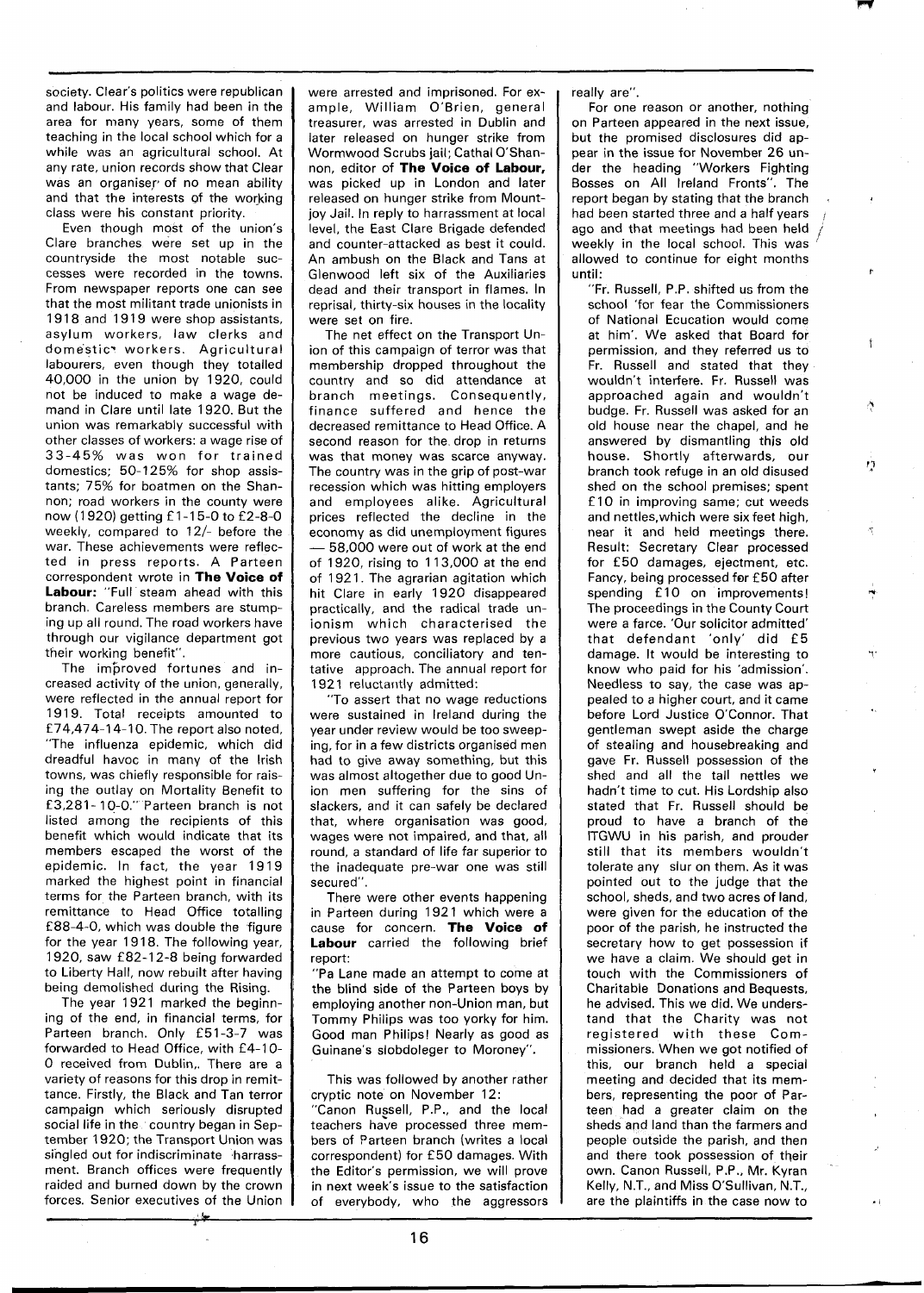society. Clear's politics were republican and labour. His family had been in the area for many years, some of them teaching in the local school which for a while was an agricultural school. At any rate, union records show that Clear was an organiser of no mean ability and that the interests of the working class were his constant priority.

Even though most of the union's Clare branches were set up in the countryside the most notable successes were recorded in the towns. From newspaper reports one can see that the most militant trade unionists in 1918 and 1919 were shop assistants, asylum workers, law clerks and domestic workers. Agricultural labourers, even though they totalled 40,000 in the union by 1920, could not be induced to make a wage demand in Clare until late 1920. But the union was remarkably successful with other classes of workers: a wage rise of 33-45% was won for trained domestics; 50-125% for shop assistants; 75% for boatmen on the Shannon; road workers in the county were now (1920) getting £1-15-0 to £2-8-0 weekly, compared to 12/- before the war. These achievements were reflected in press reports. A Parteen correspondent wrote in **The Voice of Labour:** "Full steam ahead with this branch. Careless members are stumping up all round. The road workers have through our vigilance department got their working benefit".

The improved fortunes and increased activity of the union, generally, were reflected in the annual report for 1919. Total receipts amounted to £74,474-14-10. The report also noted, "The influenza epidemic, which did dreadful havoc in many of the Irish towns, was chiefly responsible for raising the outlay on Mortality Benefit to £3,281-10-0." Parteen branch is not listed among the recipients of this benefit which would indicate that its members escaped the worst of the epidemic. In fact, the year 1919 marked the highest point in financial terms for the Parteen branch, with its remittance to Head Office totalling £88-4-0, which was double the figure for the year 1918. The following year, 1920, saw £82-12-8 being forwarded to Liberty Hall, now rebuilt after having being demolished during the Rising.

The year 1921 marked the beginning of the end, in financial terms, for Parteen branch. Only £51-3-7 was forwarded to Head Office, with £4-10-0 received from Dublin,. There are a variety of reasons for this drop in remittance. Firstly, the Black and Tan terror campaign which seriously disrupted social life in the country began in September 1920; the Transport Union was singled out for indiscriminate harrassment. Branch offices were frequently raided and burned down by the crown forces. Senior executives of the Union were arrested and imprisoned. For example, William O'Brien, general treasurer, was arrested in Dublin and later released on hunger strike from Wormwood Scrubs jail; Cathal O'Shannon, editor of **The Voice of Labour,** was picked up in London and later released on hunger strike from Mountjoy Jail. In reply to harrassment at local level, the East Clare Brigade defended and counter-attacked as best it could. An ambush on the Black and Tans at Glenwood left six of the Auxiliaries dead and their transport in flames. In reprisal, thirty-six houses in the locality were set on fire.

The net effect on the Transport Union of this campaign of terror was that membership dropped throughout the country and so did attendance at branch meetings. Consequently, finance suffered and hence the decreased remittance to Head Office. A second reason for the drop in returns was that money was scarce anyway. The country was in the grip of post-war recession which was hitting employers and employees alike. Agricultural prices reflected the decline in the economy as did unemployment figures — 58,000 were out of work at the end of 1920, rising to 113,000 at the end of 1921. The agrarian agitation which hit Clare in early 1920 disappeared practically, and the radical trade unionism which characterised the previous two years was replaced by a more cautious, conciliatory and tentative approach. The annual report for 1921 reluctantly admitted:

"To assert that no wage reductions were sustained in Ireland during the year under review would be too sweeping, for in a few districts organised men had to give away something, but this was almost altogether due to good Union men suffering for the sins of slackers, and it can safely be declared that, where organisation was good, wages were not impaired, and that, all round, a standard of life far superior to the inadequate pre-war one was still secured".

There were other events happening in Parteen during 1921 which were a cause for concern. **The Voice of Labour** carried the following brief report:

"Pa Lane made an attempt to come at the blind side of the Parteen boys by employing another non-Union man, but Tommy Philips was too yorky for him. Good man Philips! Nearly as good as Guinane's slobdoleger to Moroney".

This was followed by another rather cryptic note on November 12:

"Canon Russell, P.P., and the local teachers have processed three members of Parteen branch (writes a local correspondent) for £50 damages. With the Editor's permission, we will prove in next week's issue to the satisfaction of everybody, who the aggressors really are".

For one reason or another, nothing on Parteen appeared in the next issue, but the promised disclosures did appear in the issue for November 26 under the heading "Workers Fighting Bosses on All Ireland Fronts". The report began by stating that the branch had been started three and a half years ago and that meetings had been held weekly in the local school. This was allowed to continue for eight months until:

"Fr. Russell, P.P. shifted us from the school 'for fear the Commissioners of National Ecucation would come at him'. We asked that Board for permission, and they referred us to Fr. Russell and stated that they wouldn't interfere. Fr. Russell was approached again and wouldn't budge. Fr. Russell was asked for an old house near the chapel, and he answered by dismantling this old house. Shortly afterwards, our branch took refuge in an old disused shed on the school premises; spent £10 in improving same; cut weeds and nettles, which were six feet high, near it and held meetings there. Result: Secretary Clear processed for £50 damages, ejectment, etc. Fancy, being processed for £50 after spending £10 on improvements! The proceedings in the County Court were a farce. 'Our solicitor admitted' that defendant 'only' did £5 damage. It would be interesting to know who paid for his 'admission'. Needless to say, the case was appealed to a higher court, and it came before Lord Justice O'Connor. That gentleman swept aside the charge of stealing and housebreaking and gave Fr. Russell possession of the shed and all the tall nettles we hadn't time to cut. His Lordship also stated that Fr. Russell should be proud to have a branch of the ITGWU in his parish, and prouder still that its members wouldn't tolerate any slur on them. As it was pointed out to the judge that the school, sheds, and two acres of land, were given for the education of the poor of the parish, he instructed the secretary how to get possession if we have a claim. We should get in touch with the Commissioners of Charitable Donations and Bequests, he advised. This we did. We understand that the Charity was not registered with these Commissioners. When we got notified of this, our branch held a special meeting and decided that its members, representing the poor of Parteen had a greater claim on the sheds and land than the farmers and people outside the parish, and then and there took possession of their own. Canon Russell, P.P., Mr. Kyran Kelly, N.T., and Miss O'Sullivan, N.T., are the plaintiffs in the case now to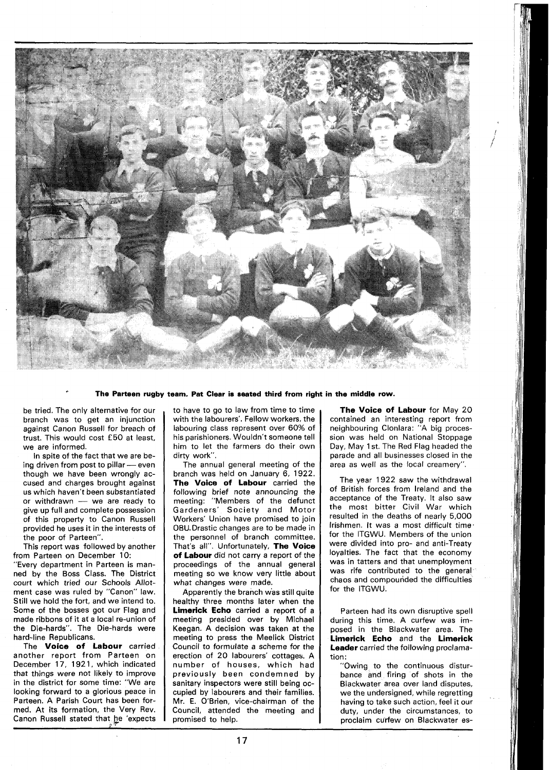**The Parteen rugby team. Pat Clear is seated third from right in the middle row.**

be tried. The only alternative for our branch was to get an injunction against Canon Russell for breach of trust. This would cost £50 at least, we are informed.

In spite of the fact that we are being driven from post to pillar — even though we have been wrongly accused and charges brought against us which haven't been substantiated or withdrawn — we are ready to give up full and complete possession of this property to Canon Russell provided he uses it in the interests of the poor of Parteen".

This report was followed by another from Parteen on December 10:

"Every department in Parteen is manned by the Boss Class. The District court which tried our Schools Allotment case was ruled by "Canon" law. Still we hold the fort, and we intend to. Some of the bosses got our Flag and made ribbons of it at a local re-union of the Die-hards". The Die-hards were hard-line Republicans.

The **Voice of Labour** carried another report from Parteen on December 17, 1921, which indicated that things were not likely to improve in the district for some time: "We are looking forward to a glorious peace in Parteen. A Parish Court has been formed. At its formation, the Very Rev. Canon Russell stated that he 'expects to have to go to law from time to time with the labourers'. Fellow workers, the labouring class represent over 60% of his parishioners. Wouldn't someone tell him to let the farmers do their own dirty work".

The annual general meeting of the branch was held on January 6, 1922. **The Voice of Labour** carried the following brief note announcing the meeting: "Members of the defunct Gardeners' Society and Motor Workers' Union have promised to join OBU. Drastic changes are to be made in the personnel of branch committee. That's all". Unfortunately, **The Voice of Labour** did not carry a report of the proceedings of the annual general meeting so we know very little about what changes were made.

Apparently the branch was still quite healthy three months later when the **Limerick Echo** carried a report of a meeting presided over by Michael Keegan. A decision was taken at the meeting to press the Meelick District Council to formulate a scheme for the erection of 20 labourers' cottages. A number of houses, which had previously been condemned by sanitary inspectors were still being occupied by labourers and their families. Mr. E. O'Brien, vice-chairman of the Council, attended the meeting and promised to help.

**The Voice of Labour** for May 20 contained an interesting report from neighbouring Clonlara: "A big procession was held on National Stoppage Day, May 1st. The Red Flag headed the parade and all businesses closed in the area as well as the local creamery".

The year 1922 saw the withdrawal of British forces from Ireland and the acceptance of the Treaty. It also saw the most bitter Civil War which resulted in the deaths of nearly 5,000 Irishmen. It was a most difficult time for the ITGWU. Members of the union were divided into pro- and anti-Treaty loyalties. The fact that the economy was in tatters and that unemployment was rife contributed to the general chaos and compounded the difficulties for the ITGWU.

Parteen had its own disruptive spell during this time. A curfew was imposed in the Blackwater area. The **Limerick Echo** and the **Limerick Leader** carried the following proclamation:

"Owing to the continuous disturbance and firing of shots in the Blackwater area over land disputes, we the undersigned, while regretting having to take such action, feel it our duty, under the circumstances, to proclaim curfew on Blackwater es-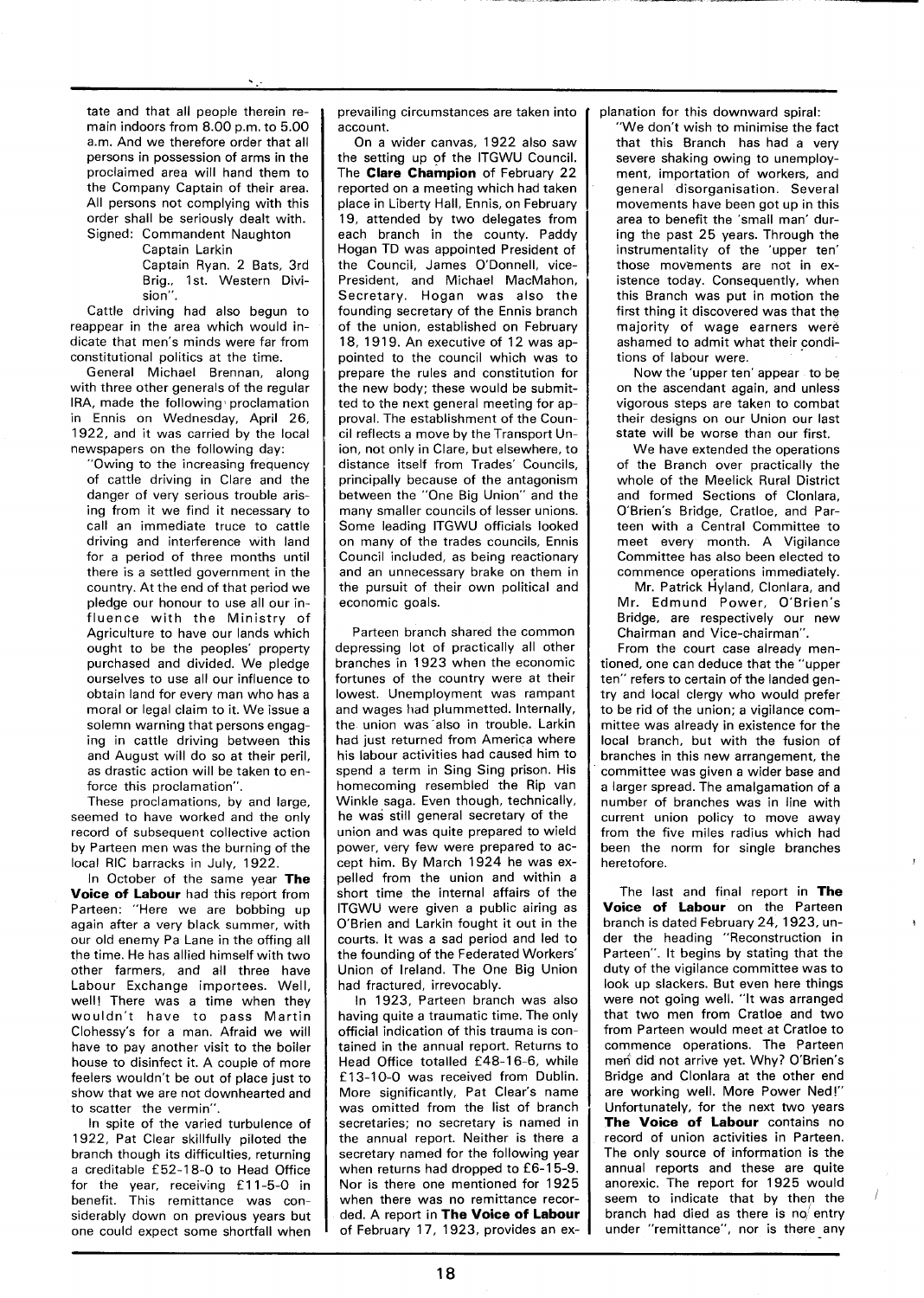tate and that all people therein remain indoors from 8.00 p.m. to 5.00 a.m. And we therefore order that all persons in possession of arms in the proclaimed area will hand them to the Company Captain of their area. All persons not complying with this order shall be seriously dealt with.

Signed: Commandent Naughton
Captain Larkin
Captain Ryan. 2 Bats, 3rd Brig., 1st. Western Division".

Cattle driving had also begun to reappear in the area which would indicate that men's minds were far from constitutional politics at the time.

General Michael Brennan, along with three other generals of the regular IRA, made the following proclamation in Ennis on Wednesday, April 26, 1922, and it was carried by the local newspapers on the following day:

"Owing to the increasing frequency of cattle driving in Clare and the danger of very serious trouble arising from it we find it necessary to call an immediate truce to cattle driving and interference with land for a period of three months until there is a settled government in the country. At the end of that period we pledge our honour to use all our influence with the Ministry of Agriculture to have our lands which ought to be the peoples' property purchased and divided. We pledge ourselves to use all our influence to obtain land for every man who has a moral or legal claim to it. We issue a solemn warning that persons engaging in cattle driving between this and August will do so at their peril, as drastic action will be taken to enforce this proclamation".

These proclamations, by and large, seemed to have worked and the only record of subsequent collective action by Parteen men was the burning of the local RIC barracks in July, 1922.

In October of the same year **The Voice of Labour** had this report from Parteen: "Here we are bobbing up again after a very black summer, with our old enemy Pa Lane in the offing all the time. He has allied himself with two other farmers, and all three have Labour Exchange importees. Well, well! There was a time when they wouldn't have to pass Martin Clohessy's for a man. Afraid we will have to pay another visit to the boiler house to disinfect it. A couple of more feelers wouldn't be out of place just to show that we are not downhearted and to scatter the vermin".

In spite of the varied turbulence of 1922, Pat Clear skillfully piloted the branch though its difficulties, returning a creditable £52-18-0 to Head Office for the year, receiving £11-5-0 in benefit. This remittance was considerably down on previous years but one could expect some shortfall when prevailing circumstances are taken into account.

On a wider canvas, 1922 also saw the setting up of the ITGWU Council. The **Clare Champion** of February 22 reported on a meeting which had taken place in Liberty Hall, Ennis, on February 19, attended by two delegates from each branch in the county. Paddy Hogan TD was appointed President of the Council, James O'Donnell, vice-President, and Michael MacMahon, Secretary. Hogan was also the founding secretary of the Ennis branch of the union, established on February 18, 1919. An executive of 12 was appointed to the council which was to prepare the rules and constitution for the new body; these would be submitted to the next general meeting for approval. The establishment of the Council reflects a move by the Transport Union, not only in Clare, but elsewhere, to distance itself from Trades' Councils, principally because of the antagonism between the "One Big Union" and the many smaller councils of lesser unions. Some leading ITGWU officials looked on many of the trades councils, Ennis Council included, as being reactionary and an unnecessary brake on them in the pursuit of their own political and economic goals.

Parteen branch shared the common depressing lot of practically all other branches in 1923 when the economic fortunes of the country were at their lowest. Unemployment was rampant and wages had plummetted. Internally, the union was also in trouble. Larkin had just returned from America where his labour activities had caused him to spend a term in Sing Sing prison. His homecoming resembled the Rip van Winkle saga. Even though, technically, he was still general secretary of the union and was quite prepared to wield power, very few were prepared to accept him. By March 1924 he was expelled from the union and within a short time the internal affairs of the ITGWU were given a public airing as O'Brien and Larkin fought it out in the courts. It was a sad period and led to the founding of the Federated Workers' Union of Ireland. The One Big Union had fractured, irrevocably.

In 1923, Parteen branch was also having quite a traumatic time. The only official indication of this trauma is contained in the annual report. Returns to Head Office totalled £48-16-6, while £13-10-0 was received from Dublin. More significantly, Pat Clear's name was omitted from the list of branch secretaries; no secretary is named in the annual report. Neither is there a secretary named for the following year when returns had dropped to £6-15-9. Nor is there one mentioned for 1925 when there was no remittance recorded. A report in **The Voice of Labour** of February 17, 1923, provides an explanation for this downward spiral:

"We don't wish to minimise the fact that this Branch has had a very severe shaking owing to unemployment, importation of workers, and general disorganisation. Several movements have been got up in this area to benefit the 'small man' during the past 25 years. Through the instrumentality of the 'upper ten' those movements are not in existence today. Consequently, when this Branch was put in motion the first thing it discovered was that the majority of wage earners were ashamed to admit what their conditions of labour were.

Now the 'upper ten' appear to be on the ascendant again, and unless vigorous steps are taken to combat their designs on our Union our last state will be worse than our first.

We have extended the operations of the Branch over practically the whole of the Meelick Rural District and formed Sections of Clonlara, O'Brien's Bridge, Cratloe, and Parteen with a Central Committee to meet every month. A Vigilance Committee has also been elected to commence operations immediately.

Mr. Patrick Hyland, Clonlara, and Mr. Edmund Power, O'Brien's Bridge, are respectively our new Chairman and Vice-chairman".

From the court case already mentioned, one can deduce that the "upper ten" refers to certain of the landed gentry and local clergy who would prefer to be rid of the union; a vigilance committee was already in existence for the local branch, but with the fusion of branches in this new arrangement, the committee was given a wider base and a larger spread. The amalgamation of a number of branches was in line with current union policy to move away from the five miles radius which had been the norm for single branches heretofore.

The last and final report in **The Voice of Labour** on the Parteen branch is dated February 24, 1923, under the heading "Reconstruction in Parteen". It begins by stating that the duty of the vigilance committee was to look up slackers. But even here things were not going well. "It was arranged that two men from Cratloe and two from Parteen would meet at Cratloe to commence operations. The Parteen men did not arrive yet. Why? O'Brien's Bridge and Clonlara at the other end are working well. More Power Ned!" Unfortunately, for the next two years **The Voice of Labour** contains no record of union activities in Parteen. The only source of information is the annual reports and these are quite anorexic. The report for 1925 would seem to indicate that by then the branch had died as there is no entry under "remittance", nor is there any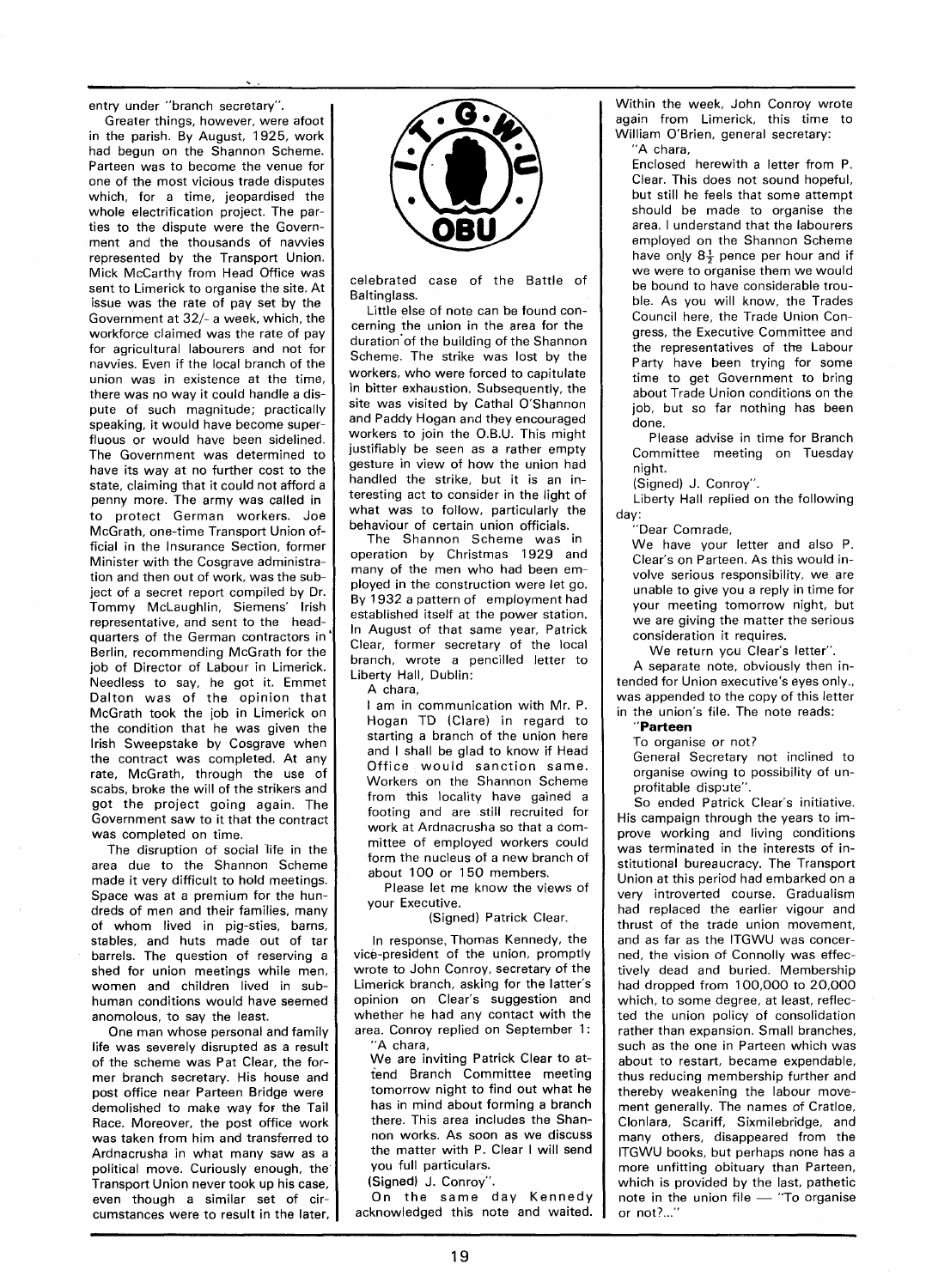entry under "branch secretary".

Greater things, however, were afoot in the parish. By August, 1925, work had begun on the Shannon Scheme. Parteen was to become the venue for one of the most vicious trade disputes which, for a time, jeopardised the whole electrification project. The parties to the dispute were the Government and the thousands of navvies represented by the Transport Union. Mick McCarthy from Head Office was sent to Limerick to organise the site. At issue was the rate of pay set by the Government at 32/- a week, which, the workforce claimed was the rate of pay for agricultural labourers and not for navvies. Even if the local branch of the union was in existence at the time, there was no way it could handle a dispute of such magnitude; practically speaking, it would have become superfluous or would have been sidelined. The Government was determined to have its way at no further cost to the state, claiming that it could not afford a penny more. The army was called in to protect German workers. Joe McGrath, one-time Transport Union official in the Insurance Section, former Minister with the Cosgrave administration and then out of work, was the subject of a secret report compiled by Dr. Tommy McLaughlin, Siemens' Irish representative, and sent to the headquarters of the German contractors in Berlin, recommending McGrath for the job of Director of Labour in Limerick. Needless to say, he got it. Emmet Dalton was of the opinion that McGrath took the job in Limerick on the condition that he was given the Irish Sweepstake by Cosgrave when the contract was completed. At any rate, McGrath, through the use of scabs, broke the will of the strikers and got the project going again. The Government saw to it that the contract was completed on time.

The disruption of social life in the area due to the Shannon Scheme made it very difficult to hold meetings. Space was at a premium for the hundreds of men and their families, many of whom lived in pig-sties, barns, stables, and huts made out of tar barrels. The question of reserving a shed for union meetings while men, women and children lived in subhuman conditions would have seemed anomolous, to say the least.

One man whose personal and family life was severely disrupted as a result of the scheme was Pat Clear, the former branch secretary. His house and post office near Parteen Bridge were demolished to make way for the Tail Race. Moreover, the post office work was taken from him and transferred to Ardnacrusha in what many saw as a political move. Curiously enough, the Transport Union never took up his case, even though a similar set of circumstances were to result in the later, celebrated case of the Battle of Baltinglass.

Little else of note can be found concerning the union in the area for the duration of the building of the Shannon Scheme. The strike was lost by the workers, who were forced to capitulate in bitter exhaustion. Subsequently, the site was visited by Cathal O'Shannon and Paddy Hogan and they encouraged workers to join the O.B.U. This might justifiably be seen as a rather empty gesture in view of how the union had handled the strike, but it is an interesting act to consider in the light of what was to follow, particularly the behaviour of certain union officials.

The Shannon Scheme was in operation by Christmas 1929 and many of the men who had been employed in the construction were let go. By 1932 a pattern of employment had established itself at the power station. In August of that same year, Patrick Clear, former secretary of the local branch, wrote a pencilled letter to Liberty Hall, Dublin:

A chara,

I am in communication with Mr. P. Hogan TD (Clare) in regard to starting a branch of the union here and I shall be glad to know if Head Office would sanction same. Workers on the Shannon Scheme from this locality have gained a footing and are still recruited for work at Ardnacrusha so that a committee of employed workers could form the nucleus of a new branch of about 100 or 150 members.

Please let me know the views of your Executive.

(Signed) Patrick Clear.

In response, Thomas Kennedy, the vice-president of the union, promptly wrote to John Conroy, secretary of the Limerick branch, asking for the latter's opinion on Clear's suggestion and whether he had any contact with the area. Conroy replied on September 1:

"A chara,

We are inviting Patrick Clear to attend Branch Committee meeting tomorrow night to find out what he has in mind about forming a branch there. This area includes the Shannon works. As soon as we discuss the matter with P. Clear I will send you full particulars.

(Signed) J. Conroy".

On the same day Kennedy acknowledged this note and waited. Within the week, John Conroy wrote again from Limerick, this time to William O'Brien, general secretary:

"A chara,

Enclosed herewith a letter from P. Clear. This does not sound hopeful, but still he feels that some attempt should be made to organise the area. I understand that the labourers employed on the Shannon Scheme have only 8½ pence per hour and if we were to organise them we would be bound to have considerable trouble. As you will know, the Trades Council here, the Trade Union Congress, the Executive Committee and the representatives of the Labour Party have been trying for some time to get Government to bring about Trade Union conditions on the job, but so far nothing has been done.

Please advise in time for Branch Committee meeting on Tuesday night.

(Signed) J. Conroy".

Liberty Hall replied on the following day:

"Dear Comrade,

We have your letter and also P. Clear's on Parteen. As this would involve serious responsibility, we are unable to give you a reply in time for your meeting tomorrow night, but we are giving the matter the serious consideration it requires.

We return you Clear's letter".

A separate note, obviously then intended for Union executive's eyes only., was appended to the copy of this letter in the union's file. The note reads:

"**Parteen**

To organise or not?

General Secretary not inclined to organise owing to possibility of unprofitable dispute".

So ended Patrick Clear's initiative. His campaign through the years to improve working and living conditions was terminated in the interests of institutional bureaucracy. The Transport Union at this period had embarked on a very introverted course. Gradualism had replaced the earlier vigour and thrust of the trade union movement, and as far as the ITGWU was concerned, the vision of Connolly was effectively dead and buried. Membership had dropped from 100,000 to 20,000 which, to some degree, at least, reflected the union policy of consolidation rather than expansion. Small branches, such as the one in Parteen which was about to restart, became expendable, thus reducing membership further and thereby weakening the labour movement generally. The names of Cratloe, Clonlara, Scariff, Sixmilebridge, and many others, disappeared from the ITGWU books, but perhaps none has a more unfitting obituary than Parteen, which is provided by the last, pathetic note in the union file — "To organise or not?..."